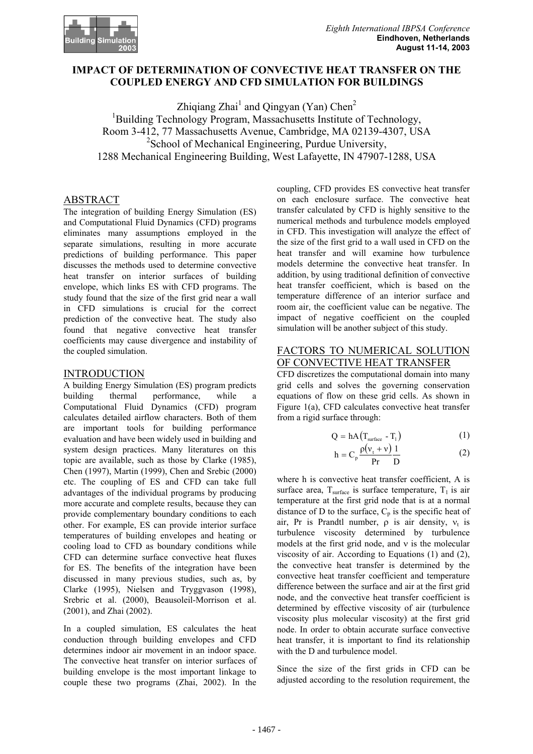# IMPACT OF DETERMINATION OF CONVECTIVE HEAT TRANSFER ON THE COUPLED ENERGY AND CFD SIMULATION FOR BUILDINGS

Zhiqiang Zhai[1] and Qingyan (Yan) Chen[2]

[1]Building Technology Program, Massachusetts Institute of Technology, Room 3-412, 77 Massachusetts Avenue, Cambridge, MA 02139-4307, USA

[2]School of Mechanical Engineering, Purdue University, 1288 Mechanical Engineering Building, West Lafayette, IN 47907-1288, USA

## ABSTRACT

The integration of building Energy Simulation (ES) and Computational Fluid Dynamics (CFD) programs eliminates many assumptions employed in the separate simulations, resulting in more accurate predictions of building performance. This paper discusses the methods used to determine convective heat transfer on interior surfaces of building envelope, which links ES with CFD programs. The study found that the size of the first grid near a wall in CFD simulations is crucial for the correct prediction of the convective heat. The study also found that negative convective heat transfer coefficients may cause divergence and instability of the coupled simulation.

## INTRODUCTION

A building Energy Simulation (ES) program predicts building thermal performance, while a Computational Fluid Dynamics (CFD) program calculates detailed airflow characters. Both of them are important tools for building performance evaluation and have been widely used in building and system design practices. Many literatures on this topic are available, such as those by Clarke (1985), Chen (1997), Martin (1999), Chen and Srebic (2000) etc. The coupling of ES and CFD can take full advantages of the individual programs by producing more accurate and complete results, because they can provide complementary boundary conditions to each other. For example, ES can provide interior surface temperatures of building envelopes and heating or cooling load to CFD as boundary conditions while CFD can determine surface convective heat fluxes for ES. The benefits of the integration have been discussed in many previous studies, such as, by Clarke (1995), Nielsen and Tryggvason (1998), Srebric et al. (2000), Beausoleil-Morrison et al. (2001), and Zhai (2002).

In a coupled simulation, ES calculates the heat conduction through building envelopes and CFD determines indoor air movement in an indoor space. The convective heat transfer on interior surfaces of building envelope is the most important linkage to couple these two programs (Zhai, 2002). In the coupling, CFD provides ES convective heat transfer on each enclosure surface. The convective heat transfer calculated by CFD is highly sensitive to the numerical methods and turbulence models employed in CFD. This investigation will analyze the effect of the size of the first grid to a wall used in CFD on the heat transfer and will examine how turbulence models determine the convective heat transfer. In addition, by using traditional definition of convective heat transfer coefficient, which is based on the temperature difference of an interior surface and room air, the coefficient value can be negative. The impact of negative coefficient on the coupled simulation will be another subject of this study.

## FACTORS TO NUMERICAL SOLUTION OF CONVECTIVE HEAT TRANSFER

CFD discretizes the computational domain into many grid cells and solves the governing conservation equations of flow on these grid cells. As shown in Figure 1(a), CFD calculates convective heat transfer from a rigid surface through:

$$Q = hA\left(T_{surface} - T_1\right) \tag{1}$$

$$h = C_p \frac{\rho\left(\nu_t + \nu\right)}{Pr} \frac{1}{D} \tag{2}$$

where h is convective heat transfer coefficient, A is surface area, $T_{surface}$ is surface temperature, $T_1$ is air temperature at the first grid node that is at a normal distance of D to the surface, $C_p$ is the specific heat of air, Pr is Prandtl number, $\rho$ is air density, $\nu_t$ is turbulence viscosity determined by turbulence models at the first grid node, and $\nu$ is the molecular viscosity of air. According to Equations (1) and (2), the convective heat transfer is determined by the convective heat transfer coefficient and temperature difference between the surface and air at the first grid node, and the convective heat transfer coefficient is determined by effective viscosity of air (turbulence viscosity plus molecular viscosity) at the first grid node. In order to obtain accurate surface convective heat transfer, it is important to find its relationship with the D and turbulence model.

Since the size of the first grids in CFD can be adjusted according to the resolution requirement, the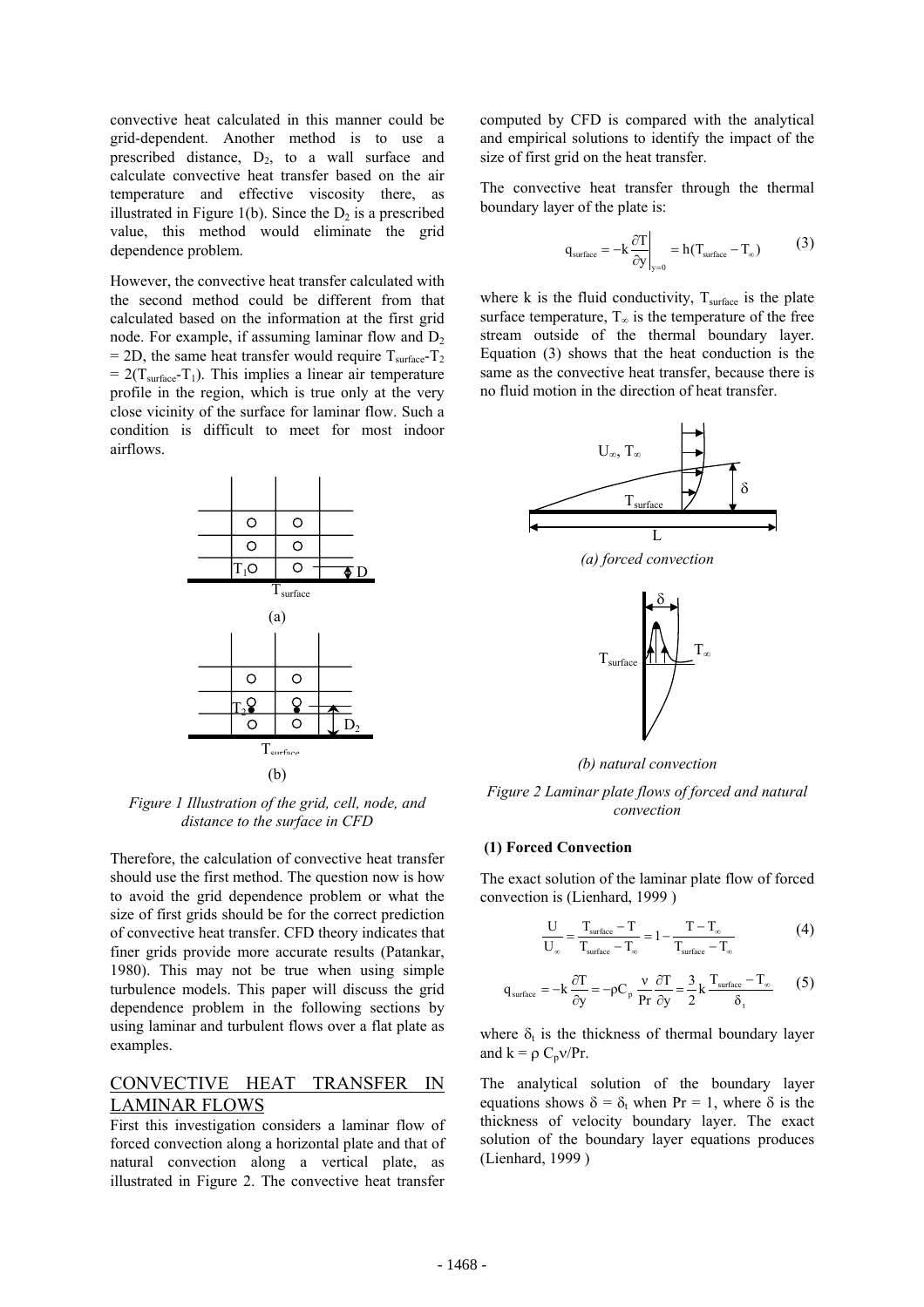convective heat calculated in this manner could be grid-dependent. Another method is to use a prescribed distance, $D_2$, to a wall surface and calculate convective heat transfer based on the air temperature and effective viscosity there, as illustrated in Figure 1(b). Since the $D_2$ is a prescribed value, this method would eliminate the grid dependence problem.

However, the convective heat transfer calculated with the second method could be different from that calculated based on the information at the first grid node. For example, if assuming laminar flow and $D_2 = 2D$, the same heat transfer would require $T_{surface}-T_2 = 2(T_{surface}-T_1)$. This implies a linear air temperature profile in the region, which is true only at the very close vicinity of the surface for laminar flow. Such a condition is difficult to meet for most indoor airflows.

*Figure 1 Illustration of the grid, cell, node, and distance to the surface in CFD*

Therefore, the calculation of convective heat transfer should use the first method. The question now is how to avoid the grid dependence problem or what the size of first grids should be for the correct prediction of convective heat transfer. CFD theory indicates that finer grids provide more accurate results (Patankar, 1980). This may not be true when using simple turbulence models. This paper will discuss the grid dependence problem in the following sections by using laminar and turbulent flows over a flat plate as examples.

## CONVECTIVE HEAT TRANSFER IN LAMINAR FLOWS

First this investigation considers a laminar flow of forced convection along a horizontal plate and that of natural convection along a vertical plate, as illustrated in Figure 2. The convective heat transfer computed by CFD is compared with the analytical and empirical solutions to identify the impact of the size of first grid on the heat transfer.

The convective heat transfer through the thermal boundary layer of the plate is:

$$q_{surface} = -k\left.\frac{\partial T}{\partial y}\right|_{y=0} = h(T_{surface} - T_{\infty}) \tag{3}$$

where k is the fluid conductivity, $T_{surface}$ is the plate surface temperature, $T_{\infty}$ is the temperature of the free stream outside of the thermal boundary layer. Equation (3) shows that the heat conduction is the same as the convective heat transfer, because there is no fluid motion in the direction of heat transfer.

*(a) forced convection*

*(b) natural convection*

*Figure 2 Laminar plate flows of forced and natural convection*

### (1) Forced Convection

The exact solution of the laminar plate flow of forced convection is (Lienhard, 1999 )

$$\frac{U}{U_{\infty}} = \frac{T_{surface} - T}{T_{surface} - T_{\infty}} = 1 - \frac{T - T_{\infty}}{T_{surface} - T_{\infty}} \tag{4}$$

$$q_{surface} = -k\frac{\partial T}{\partial y} = -\rho C_p \frac{\nu}{Pr}\frac{\partial T}{\partial y} = \frac{3}{2}k\frac{T_{surface} - T_{\infty}}{\delta_t} \tag{5}$$

where $\delta_t$ is the thickness of thermal boundary layer and $k = \rho C_p \nu / Pr$.

The analytical solution of the boundary layer equations shows $\delta = \delta_t$ when Pr = 1, where $\delta$ is the thickness of velocity boundary layer. The exact solution of the boundary layer equations produces (Lienhard, 1999 )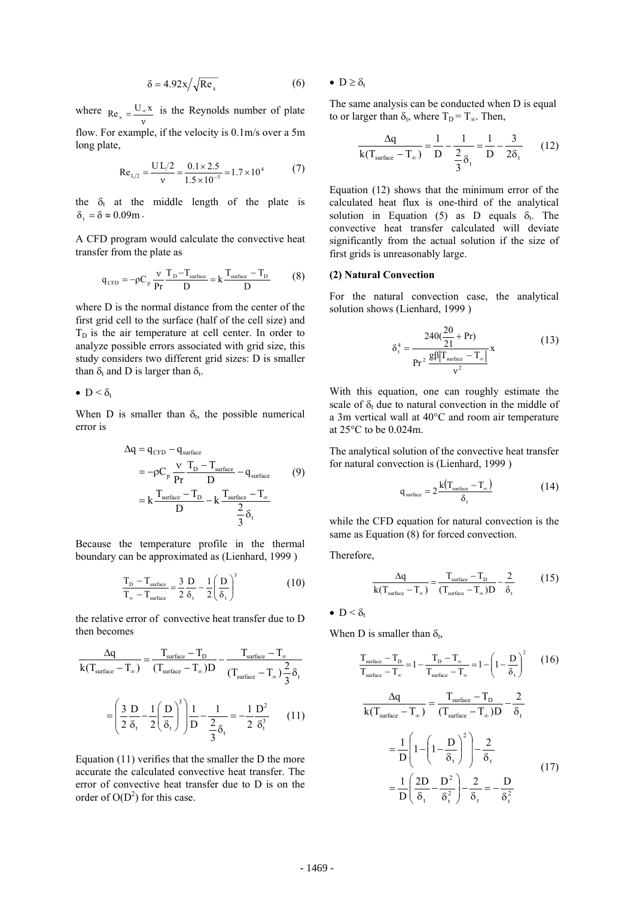$$\delta = 4.92x\Big/\sqrt{Re_x} \tag{6}$$

where $Re_x = \frac{U_\infty x}{\nu}$ is the Reynolds number of plate flow. For example, if the velocity is 0.1m/s over a 5m long plate,

$$Re_{L/2} = \frac{UL/2}{\nu} = \frac{0.1\times 2.5}{1.5\times 10^{-5}} = 1.7\times 10^4 \tag{7}$$

the $\delta_t$ at the middle length of the plate is $\delta_t = \delta \approx 0.09\text{m}$.

A CFD program would calculate the convective heat transfer from the plate as

$$q_{CFD} = -\rho C_p \frac{\nu}{Pr}\frac{T_D - T_{surface}}{D} = k\frac{T_{surface} - T_D}{D} \tag{8}$$

where D is the normal distance from the center of the first grid cell to the surface (half of the cell size) and $T_D$ is the air temperature at cell center. In order to analyze possible errors associated with grid size, this study considers two different grid sizes: D is smaller than $\delta_t$ and D is larger than $\delta_t$.

- $D < \delta_t$

When D is smaller than $\delta_t$, the possible numerical error is

$$\begin{aligned}\Delta q &= q_{CFD} - q_{surface} \\ &= -\rho C_p \frac{\nu}{Pr}\frac{T_D - T_{surface}}{D} - q_{surface} \\ &= k\frac{T_{surface} - T_D}{D} - k\frac{T_{surface} - T_\infty}{\frac{2}{3}\delta_t}\end{aligned} \tag{9}$$

Because the temperature profile in the thermal boundary can be approximated as (Lienhard, 1999 )

$$\frac{T_D - T_{surface}}{T_\infty - T_{surface}} = \frac{3}{2}\frac{D}{\delta_t} - \frac{1}{2}\left(\frac{D}{\delta_t}\right)^3 \tag{10}$$

the relative error of convective heat transfer due to D then becomes

$$\frac{\Delta q}{k(T_{surface} - T_\infty)} = \frac{T_{surface} - T_D}{(T_{surface} - T_\infty)D} - \frac{T_{surface} - T_\infty}{(T_{surface} - T_\infty)\frac{2}{3}\delta_t}$$

$$= \left(\frac{3}{2}\frac{D}{\delta_t} - \frac{1}{2}\left(\frac{D}{\delta_t}\right)^3\right)\frac{1}{D} - \frac{1}{\frac{2}{3}\delta_t} = -\frac{1}{2}\frac{D^2}{\delta_t^3} \tag{11}$$

Equation (11) verifies that the smaller the D the more accurate the calculated convective heat transfer. The error of convective heat transfer due to D is on the order of $O(D^2)$ for this case.

- $D \geq \delta_t$

The same analysis can be conducted when D is equal to or larger than $\delta_t$, where $T_D = T_\infty$. Then,

$$\frac{\Delta q}{k(T_{surface} - T_\infty)} = \frac{1}{D} - \frac{1}{\frac{2}{3}\delta_t} = \frac{1}{D} - \frac{3}{2\delta_t} \tag{12}$$

Equation (12) shows that the minimum error of the calculated heat flux is one-third of the analytical solution in Equation (5) as D equals $\delta_t$. The convective heat transfer calculated will deviate significantly from the actual solution if the size of first grids is unreasonably large.

**(2) Natural Convection**

For the natural convection case, the analytical solution shows (Lienhard, 1999 )

$$\delta_t^4 = \frac{240(\frac{20}{21} + Pr)}{Pr^2\,\frac{g\beta|T_{surface} - T_\infty|}{\nu^2}}x \tag{13}$$

With this equation, one can roughly estimate the scale of $\delta_t$ due to natural convection in the middle of a 3m vertical wall at 40°C and room air temperature at 25°C to be 0.024m.

The analytical solution of the convective heat transfer for natural convection is (Lienhard, 1999 )

$$q_{surface} = 2\frac{k(T_{surface} - T_\infty)}{\delta_t} \tag{14}$$

while the CFD equation for natural convection is the same as Equation (8) for forced convection.

Therefore,

$$\frac{\Delta q}{k(T_{surface} - T_\infty)} = \frac{T_{surface} - T_D}{(T_{surface} - T_\infty)D} - \frac{2}{\delta_t} \tag{15}$$

- $D < \delta_t$

When D is smaller than $\delta_t$,

$$\frac{T_{surface} - T_D}{T_{surface} - T_\infty} = 1 - \frac{T_D - T_\infty}{T_{surface} - T_\infty} = 1 - \left(1 - \frac{D}{\delta_t}\right)^2 \tag{16}$$

$$\begin{aligned}\frac{\Delta q}{k(T_{surface} - T_\infty)} &= \frac{T_{surface} - T_D}{(T_{surface} - T_\infty)D} - \frac{2}{\delta_t} \\ &= \frac{1}{D}\left(1 - \left(1 - \frac{D}{\delta_t}\right)^2\right) - \frac{2}{\delta_t} \\ &= \frac{1}{D}\left(\frac{2D}{\delta_t} - \frac{D^2}{\delta_t^2}\right) - \frac{2}{\delta_t} = -\frac{D}{\delta_t^2}\end{aligned} \tag{17}$$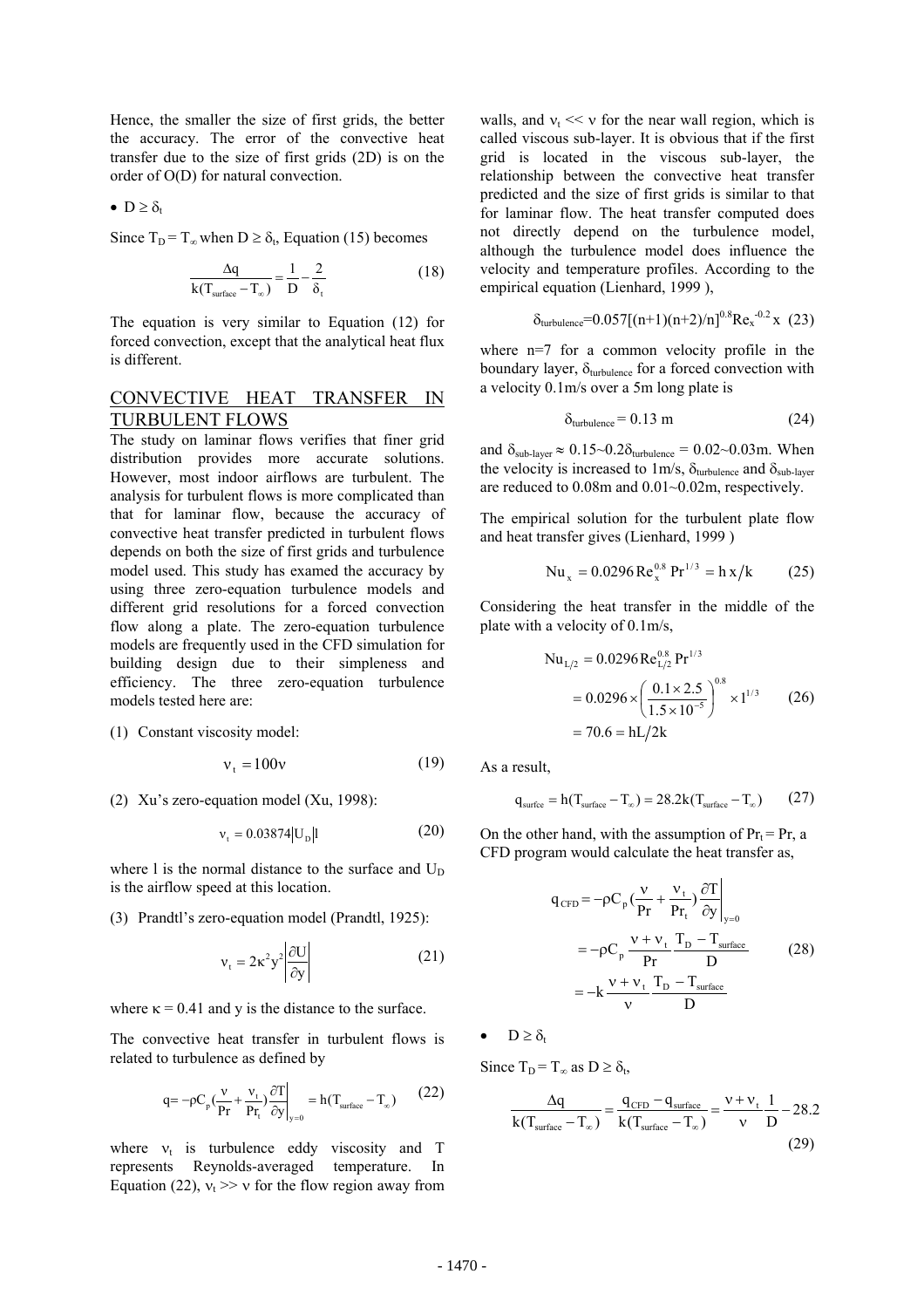Hence, the smaller the size of first grids, the better the accuracy. The error of the convective heat transfer due to the size of first grids (2D) is on the order of O(D) for natural convection.

- $D \geq \delta_t$

Since $T_D = T_\infty$ when $D \geq \delta_t$, Equation (15) becomes

$$\frac{\Delta q}{k(T_{surface} - T_\infty)} = \frac{1}{D} - \frac{2}{\delta_t} \quad (18)$$

The equation is very similar to Equation (12) for forced convection, except that the analytical heat flux is different.

## CONVECTIVE HEAT TRANSFER IN TURBULENT FLOWS

The study on laminar flows verifies that finer grid distribution provides more accurate solutions. However, most indoor airflows are turbulent. The analysis for turbulent flows is more complicated than that for laminar flow, because the accuracy of convective heat transfer predicted in turbulent flows depends on both the size of first grids and turbulence model used. This study has examed the accuracy by using three zero-equation turbulence models and different grid resolutions for a forced convection flow along a plate. The zero-equation turbulence models are frequently used in the CFD simulation for building design due to their simpleness and efficiency. The three zero-equation turbulence models tested here are:

(1) Constant viscosity model:

$$\nu_t = 100\nu \quad (19)$$

(2) Xu's zero-equation model (Xu, 1998):

$$\nu_t = 0.03874|U_D|l \quad (20)$$

where l is the normal distance to the surface and $U_D$ is the airflow speed at this location.

(3) Prandtl's zero-equation model (Prandtl, 1925):

$$\nu_t = 2\kappa^2 y^2 \left|\frac{\partial U}{\partial y}\right| \quad (21)$$

where $\kappa = 0.41$ and y is the distance to the surface.

The convective heat transfer in turbulent flows is related to turbulence as defined by

$$q = -\rho C_p \left(\frac{\nu}{Pr} + \frac{\nu_t}{Pr_t}\right)\left.\frac{\partial T}{\partial y}\right|_{y=0} = h(T_{surface} - T_\infty) \quad (22)$$

where $\nu_t$ is turbulence eddy viscosity and T represents Reynolds-averaged temperature. In Equation (22), $\nu_t >> \nu$ for the flow region away from walls, and $\nu_t << \nu$ for the near wall region, which is called viscous sub-layer. It is obvious that if the first grid is located in the viscous sub-layer, the relationship between the convective heat transfer predicted and the size of first grids is similar to that for laminar flow. The heat transfer computed does not directly depend on the turbulence model, although the turbulence model does influence the velocity and temperature profiles. According to the empirical equation (Lienhard, 1999 ),

$$\delta_{turbulence} = 0.057[(n+1)(n+2)/n]^{0.8} Re_x^{-0.2} x \quad (23)$$

where n=7 for a common velocity profile in the boundary layer, $\delta_{turbulence}$ for a forced convection with a velocity 0.1m/s over a 5m long plate is

$$\delta_{turbulence} = 0.13 \text{ m} \quad (24)$$

and $\delta_{sub\text{-}layer} \approx 0.15\sim0.2\delta_{turbulence} = 0.02\sim0.03$m. When the velocity is increased to 1m/s, $\delta_{turbulence}$ and $\delta_{sub\text{-}layer}$ are reduced to 0.08m and 0.01~0.02m, respectively.

The empirical solution for the turbulent plate flow and heat transfer gives (Lienhard, 1999 )

$$Nu_x = 0.0296 Re_x^{0.8} Pr^{1/3} = h x / k \quad (25)$$

Considering the heat transfer in the middle of the plate with a velocity of 0.1m/s,

$$\begin{aligned} Nu_{L/2} &= 0.0296 Re_{L/2}^{0.8} Pr^{1/3} \\ &= 0.0296 \times \left(\frac{0.1 \times 2.5}{1.5 \times 10^{-5}}\right)^{0.8} \times 1^{1/3} \\ &= 70.6 = hL/2k \end{aligned} \quad (26)$$

As a result,

$$q_{surfce} = h(T_{surface} - T_\infty) = 28.2k(T_{surface} - T_\infty) \quad (27)$$

On the other hand, with the assumption of $Pr_t = Pr$, a CFD program would calculate the heat transfer as,

$$\begin{aligned} q_{CFD} &= -\rho C_p \left(\frac{\nu}{Pr} + \frac{\nu_t}{Pr_t}\right)\left.\frac{\partial T}{\partial y}\right|_{y=0} \\ &= -\rho C_p \frac{\nu + \nu_t}{Pr} \frac{T_D - T_{surface}}{D} \\ &= -k \frac{\nu + \nu_t}{\nu} \frac{T_D - T_{surface}}{D} \end{aligned} \quad (28)$$

- $D \geq \delta_t$

Since $T_D = T_\infty$ as $D \geq \delta_t$,

$$\frac{\Delta q}{k(T_{surface} - T_\infty)} = \frac{q_{CFD} - q_{surface}}{k(T_{surface} - T_\infty)} = \frac{\nu + \nu_t}{\nu}\frac{1}{D} - 28.2 \quad (29)$$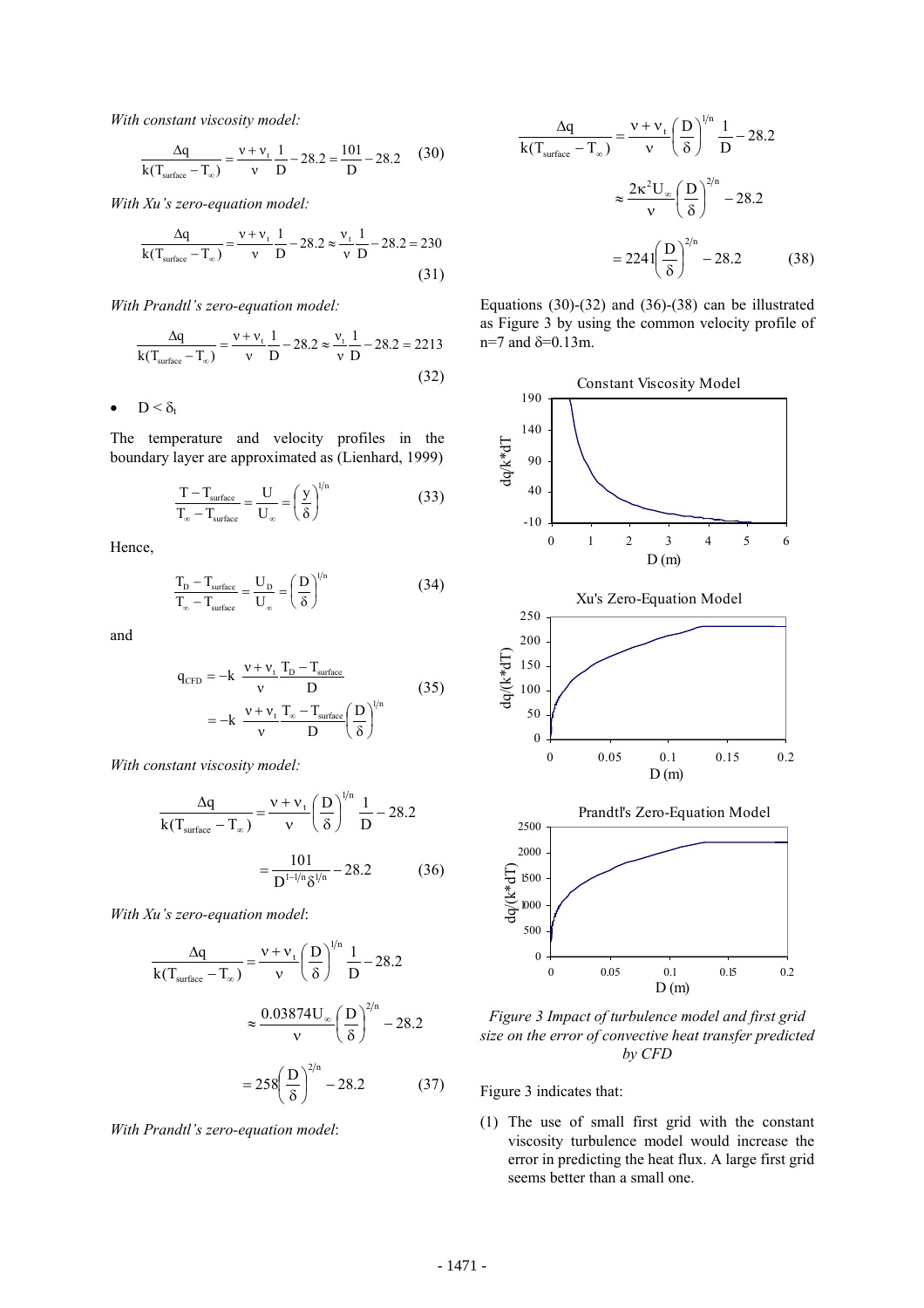*With constant viscosity model:*

$$\frac{\Delta q}{k(T_{surface} - T_{\infty})} = \frac{\nu + \nu_t}{\nu} \frac{1}{D} - 28.2 = \frac{101}{D} - 28.2 \quad (30)$$

*With Xu's zero-equation model:*

$$\frac{\Delta q}{k(T_{surface} - T_{\infty})} = \frac{\nu + \nu_t}{\nu} \frac{1}{D} - 28.2 \approx \frac{\nu_t}{\nu} \frac{1}{D} - 28.2 = 230 \quad (31)$$

*With Prandtl's zero-equation model:*

$$\frac{\Delta q}{k(T_{surface} - T_{\infty})} = \frac{\nu + \nu_t}{\nu} \frac{1}{D} - 28.2 \approx \frac{\nu_t}{\nu} \frac{1}{D} - 28.2 = 2213 \quad (32)$$

- $D < \delta_t$

The temperature and velocity profiles in the boundary layer are approximated as (Lienhard, 1999)

$$\frac{T - T_{surface}}{T_{\infty} - T_{surface}} = \frac{U}{U_{\infty}} = \left(\frac{y}{\delta}\right)^{1/n} \quad (33)$$

Hence,

$$\frac{T_D - T_{surface}}{T_{\infty} - T_{surface}} = \frac{U_D}{U_{\infty}} = \left(\frac{D}{\delta}\right)^{1/n} \quad (34)$$

and

$$q_{CFD} = -k \ \frac{\nu + \nu_t}{\nu} \frac{T_D - T_{surface}}{D} = -k \ \frac{\nu + \nu_t}{\nu} \frac{T_{\infty} - T_{surface}}{D} \left(\frac{D}{\delta}\right)^{1/n} \quad (35)$$

*With constant viscosity model:*

$$\frac{\Delta q}{k(T_{surface} - T_{\infty})} = \frac{\nu + \nu_t}{\nu} \left(\frac{D}{\delta}\right)^{1/n} \frac{1}{D} - 28.2 = \frac{101}{D^{1-1/n} \delta^{1/n}} - 28.2 \quad (36)$$

*With Xu's zero-equation model*:

$$\frac{\Delta q}{k(T_{surface} - T_{\infty})} = \frac{\nu + \nu_t}{\nu} \left(\frac{D}{\delta}\right)^{1/n} \frac{1}{D} - 28.2 \approx \frac{0.03874 U_{\infty}}{\nu} \left(\frac{D}{\delta}\right)^{2/n} - 28.2 = 258 \left(\frac{D}{\delta}\right)^{2/n} - 28.2 \quad (37)$$

*With Prandtl's zero-equation model*:

$$\frac{\Delta q}{k(T_{surface} - T_{\infty})} = \frac{\nu + \nu_t}{\nu} \left(\frac{D}{\delta}\right)^{1/n} \frac{1}{D} - 28.2 \approx \frac{2\kappa^2 U_{\infty}}{\nu} \left(\frac{D}{\delta}\right)^{2/n} - 28.2 = 2241 \left(\frac{D}{\delta}\right)^{2/n} - 28.2 \quad (38)$$

Equations (30)-(32) and (36)-(38) can be illustrated as Figure 3 by using the common velocity profile of n=7 and $\delta$=0.13m.

*Figure 3 Impact of turbulence model and first grid size on the error of convective heat transfer predicted by CFD*

Figure 3 indicates that:

(1) The use of small first grid with the constant viscosity turbulence model would increase the error in predicting the heat flux. A large first grid seems better than a small one.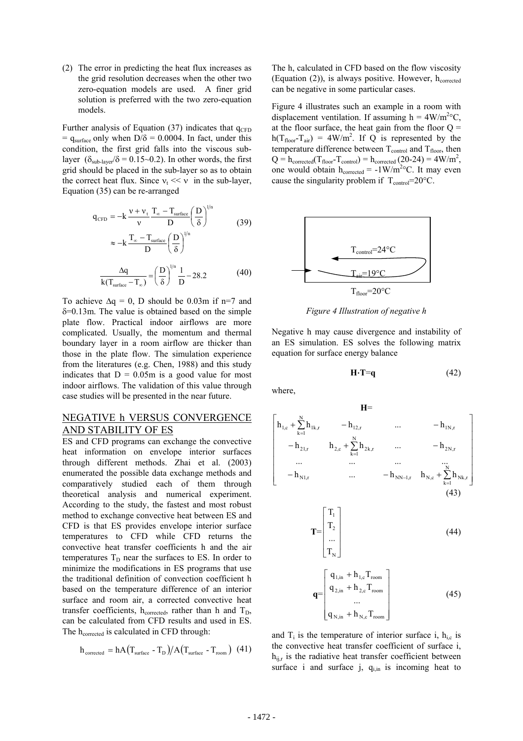(2) The error in predicting the heat flux increases as the grid resolution decreases when the other two zero-equation models are used. A finer grid solution is preferred with the two zero-equation models.

Further analysis of Equation (37) indicates that $q_{CFD} = q_{surface}$ only when $D/\delta = 0.0004$. In fact, under this condition, the first grid falls into the viscous sub-layer ($\delta_{sub\text{-}layer}/\delta = 0.15\sim0.2$). In other words, the first grid should be placed in the sub-layer so as to obtain the correct heat flux. Since $\nu_t << \nu$ in the sub-layer, Equation (35) can be re-arranged

$$q_{CFD} = -k\,\frac{\nu+\nu_t}{\nu}\,\frac{T_\infty - T_{surface}}{D}\left(\frac{D}{\delta}\right)^{1/n} \approx -k\,\frac{T_\infty - T_{surface}}{D}\left(\frac{D}{\delta}\right)^{1/n} \tag{39}$$

$$\frac{\Delta q}{k(T_{surface} - T_\infty)} = \left(\frac{D}{\delta}\right)^{1/n}\frac{1}{D} - 28.2 \tag{40}$$

To achieve $\Delta q = 0$, D should be 0.03m if n=7 and $\delta$=0.13m. The value is obtained based on the simple plate flow. Practical indoor airflows are more complicated. Usually, the momentum and thermal boundary layer in a room airflow are thicker than those in the plate flow. The simulation experience from the literatures (e.g. Chen, 1988) and this study indicates that D = 0.05m is a good value for most indoor airflows. The validation of this value through case studies will be presented in the near future.

## NEGATIVE h VERSUS CONVERGENCE AND STABILITY OF ES

ES and CFD programs can exchange the convective heat information on envelope interior surfaces through different methods. Zhai et al. (2003) enumerated the possible data exchange methods and comparatively studied each of them through theoretical analysis and numerical experiment. According to the study, the fastest and most robust method to exchange convective heat between ES and CFD is that ES provides envelope interior surface temperatures to CFD while CFD returns the convective heat transfer coefficients h and the air temperatures $T_D$ near the surfaces to ES. In order to minimize the modifications in ES programs that use the traditional definition of convection coefficient h based on the temperature difference of an interior surface and room air, a corrected convective heat transfer coefficients, $h_{corrected}$, rather than h and $T_D$, can be calculated from CFD results and used in ES. The $h_{corrected}$ is calculated in CFD through:

$$h_{corrected} = hA\left(T_{surface} - T_D\right)/A\left(T_{surface} - T_{room}\right) \tag{41}$$

The h, calculated in CFD based on the flow viscosity (Equation (2)), is always positive. However, $h_{corrected}$ can be negative in some particular cases.

Figure 4 illustrates such an example in a room with displacement ventilation. If assuming h = 4W/m$^2$°C, at the floor surface, the heat gain from the floor Q = h($T_{floor}$-$T_{air}$) = 4W/m$^2$. If Q is represented by the temperature difference between $T_{control}$ and $T_{floor}$, then Q = $h_{corrected}$($T_{floor}$-$T_{control}$) = $h_{corrected}$ (20-24) = 4W/m$^2$, one would obtain $h_{corrected}$ = -1W/m$^2$°C. It may even cause the singularity problem if $T_{control}$=20°C.

$T_{control}$=24°C

$T_{air}$=19°C

$T_{floor}$=20°C

*Figure 4 Illustration of negative h*

Negative h may cause divergence and instability of an ES simulation. ES solves the following matrix equation for surface energy balance

$$\mathbf{H}\cdot\mathbf{T}=\mathbf{q} \tag{42}$$

where,

$$\mathbf{H}=\begin{bmatrix} h_{1,c}+\sum_{k=1}^{N}h_{1k,r} & -h_{12,r} & \ldots & -h_{1N,r} \\ -h_{21,r} & h_{2,c}+\sum_{k=1}^{N}h_{2k,r} & \ldots & -h_{2N,r} \\ \ldots & \ldots & \ldots & \ldots \\ -h_{N1,r} & \ldots & -h_{NN-1,r} & h_{N,c}+\sum_{k=1}^{N}h_{Nk,r} \end{bmatrix} \tag{43}$$

$$\mathbf{T}=\begin{bmatrix} T_1 \\ T_2 \\ \ldots \\ T_N \end{bmatrix} \tag{44}$$

$$\mathbf{q}=\begin{bmatrix} q_{1,in}+h_{1,c}T_{room} \\ q_{2,in}+h_{2,c}T_{room} \\ \ldots \\ q_{N,in}+h_{N,c}T_{room} \end{bmatrix} \tag{45}$$

and $T_i$ is the temperature of interior surface i, $h_{i,c}$ is the convective heat transfer coefficient of surface i, $h_{ij,r}$ is the radiative heat transfer coefficient between surface i and surface j, $q_{i,in}$ is incoming heat to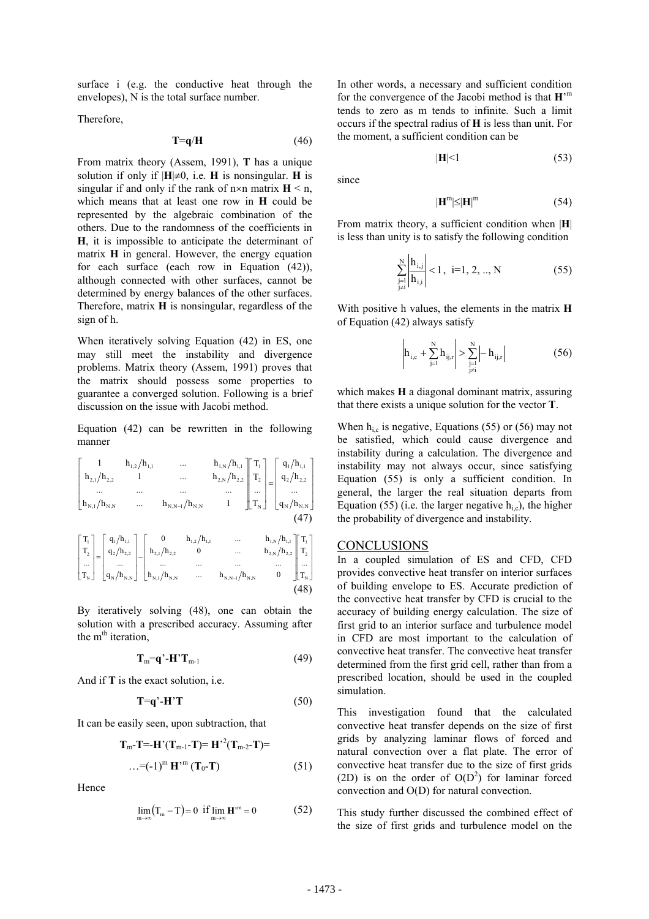surface i (e.g. the conductive heat through the envelopes), N is the total surface number.

Therefore,

$$\mathbf{T}=\mathbf{q}/\mathbf{H} \tag{46}$$

From matrix theory (Assem, 1991), **T** has a unique solution if only if $|\mathbf{H}|\neq 0$, i.e. **H** is nonsingular. **H** is singular if and only if the rank of n×n matrix **H** < n, which means that at least one row in **H** could be represented by the algebraic combination of the others. Due to the randomness of the coefficients in **H**, it is impossible to anticipate the determinant of matrix **H** in general. However, the energy equation for each surface (each row in Equation (42)), although connected with other surfaces, cannot be determined by energy balances of the other surfaces. Therefore, matrix **H** is nonsingular, regardless of the sign of h.

When iteratively solving Equation (42) in ES, one may still meet the instability and divergence problems. Matrix theory (Assem, 1991) proves that the matrix should possess some properties to guarantee a converged solution. Following is a brief discussion on the issue with Jacobi method.

Equation (42) can be rewritten in the following manner

$$\begin{bmatrix} 1 & h_{1,2}/h_{1,1} & \cdots & h_{1,N}/h_{1,1} \\ h_{2,1}/h_{2,2} & 1 & \cdots & h_{2,N}/h_{2,2} \\ \cdots & \cdots & \cdots & \cdots \\ h_{N,1}/h_{N,N} & \cdots & h_{N,N-1}/h_{N,N} & 1 \end{bmatrix} \begin{bmatrix} T_1 \\ T_2 \\ \cdots \\ T_N \end{bmatrix} = \begin{bmatrix} q_1/h_{1,1} \\ q_2/h_{2,2} \\ \cdots \\ q_N/h_{N,N} \end{bmatrix} \tag{47}$$

$$\begin{bmatrix} T_1 \\ T_2 \\ \cdots \\ T_N \end{bmatrix} = \begin{bmatrix} q_1/h_{1,1} \\ q_2/h_{2,2} \\ \cdots \\ q_N/h_{N,N} \end{bmatrix} - \begin{bmatrix} 0 & h_{1,2}/h_{1,1} & \cdots & h_{1,N}/h_{1,1} \\ h_{2,1}/h_{2,2} & 0 & \cdots & h_{2,N}/h_{2,2} \\ \cdots & \cdots & \cdots & \cdots \\ h_{N,1}/h_{N,N} & \cdots & h_{N,N-1}/h_{N,N} & 0 \end{bmatrix} \begin{bmatrix} T_1 \\ T_2 \\ \cdots \\ T_N \end{bmatrix} \tag{48}$$

By iteratively solving (48), one can obtain the solution with a prescribed accuracy. Assuming after the m$^{th}$ iteration,

$$\mathbf{T}_m=\mathbf{q}'-\mathbf{H}'\mathbf{T}_{m-1} \tag{49}$$

And if **T** is the exact solution, i.e.

$$\mathbf{T}=\mathbf{q}'-\mathbf{H}'\mathbf{T} \tag{50}$$

It can be easily seen, upon subtraction, that

$$\mathbf{T}_m-\mathbf{T}=-\mathbf{H}'(\mathbf{T}_{m-1}-\mathbf{T})=\mathbf{H}'^2(\mathbf{T}_{m-2}-\mathbf{T})=\ldots=(-1)^m\,\mathbf{H}'^m\,(\mathbf{T}_0-\mathbf{T}) \tag{51}$$

Hence

$$\lim_{m\to\infty}(T_m-T)=0 \;\text{ if } \lim_{m\to\infty}\mathbf{H}'^m=0 \tag{52}$$

In other words, a necessary and sufficient condition for the convergence of the Jacobi method is that $\mathbf{H}'^m$ tends to zero as m tends to infinite. Such a limit occurs if the spectral radius of **H** is less than unit. For the moment, a sufficient condition can be

$$|\mathbf{H}|<1 \tag{53}$$

since

$$|\mathbf{H}^m|\le|\mathbf{H}|^m \tag{54}$$

From matrix theory, a sufficient condition when |**H**| is less than unity is to satisfy the following condition

$$\sum_{\substack{j=1\\ j\neq i}}^{N}\left|\frac{h_{i,j}}{h_{i,i}}\right|<1,\; i=1, 2, .., N \tag{55}$$

With positive h values, the elements in the matrix **H** of Equation (42) always satisfy

$$\left|h_{i,c}+\sum_{j=1}^{N}h_{ij,r}\right|>\sum_{\substack{j=1\\ j\neq i}}^{N}\left|-h_{ij,r}\right| \tag{56}$$

which makes **H** a diagonal dominant matrix, assuring that there exists a unique solution for the vector **T**.

When $h_{i,c}$ is negative, Equations (55) or (56) may not be satisfied, which could cause divergence and instability during a calculation. The divergence and instability may not always occur, since satisfying Equation (55) is only a sufficient condition. In general, the larger the real situation departs from Equation (55) (i.e. the larger negative $h_{i,c}$), the higher the probability of divergence and instability.

## CONCLUSIONS

In a coupled simulation of ES and CFD, CFD provides convective heat transfer on interior surfaces of building envelope to ES. Accurate prediction of the convective heat transfer by CFD is crucial to the accuracy of building energy calculation. The size of first grid to an interior surface and turbulence model in CFD are most important to the calculation of convective heat transfer. The convective heat transfer determined from the first grid cell, rather than from a prescribed location, should be used in the coupled simulation.

This investigation found that the calculated convective heat transfer depends on the size of first grids by analyzing laminar flows of forced and natural convection over a flat plate. The error of convective heat transfer due to the size of first grids (2D) is on the order of $O(D^2)$ for laminar forced convection and O(D) for natural convection.

This study further discussed the combined effect of the size of first grids and turbulence model on the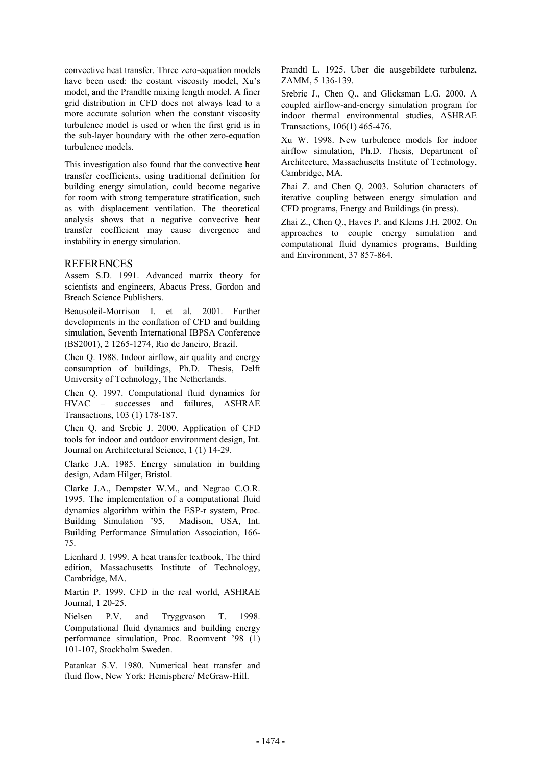convective heat transfer. Three zero-equation models have been used: the costant viscosity model, Xu's model, and the Prandtle mixing length model. A finer grid distribution in CFD does not always lead to a more accurate solution when the constant viscosity turbulence model is used or when the first grid is in the sub-layer boundary with the other zero-equation turbulence models.

This investigation also found that the convective heat transfer coefficients, using traditional definition for building energy simulation, could become negative for room with strong temperature stratification, such as with displacement ventilation. The theoretical analysis shows that a negative convective heat transfer coefficient may cause divergence and instability in energy simulation.

## REFERENCES

Assem S.D. 1991. Advanced matrix theory for scientists and engineers, Abacus Press, Gordon and Breach Science Publishers.

Beausoleil-Morrison I. et al. 2001. Further developments in the conflation of CFD and building simulation, Seventh International IBPSA Conference (BS2001), 2 1265-1274, Rio de Janeiro, Brazil.

Chen Q. 1988. Indoor airflow, air quality and energy consumption of buildings, Ph.D. Thesis, Delft University of Technology, The Netherlands.

Chen Q. 1997. Computational fluid dynamics for HVAC – successes and failures, ASHRAE Transactions, 103 (1) 178-187.

Chen Q. and Srebic J. 2000. Application of CFD tools for indoor and outdoor environment design, Int. Journal on Architectural Science, 1 (1) 14-29.

Clarke J.A. 1985. Energy simulation in building design, Adam Hilger, Bristol.

Clarke J.A., Dempster W.M., and Negrao C.O.R. 1995. The implementation of a computational fluid dynamics algorithm within the ESP-r system, Proc. Building Simulation '95, Madison, USA, Int. Building Performance Simulation Association, 166-75.

Lienhard J. 1999. A heat transfer textbook, The third edition, Massachusetts Institute of Technology, Cambridge, MA.

Martin P. 1999. CFD in the real world, ASHRAE Journal, 1 20-25.

Nielsen P.V. and Tryggvason T. 1998. Computational fluid dynamics and building energy performance simulation, Proc. Roomvent '98 (1) 101-107, Stockholm Sweden.

Patankar S.V. 1980. Numerical heat transfer and fluid flow, New York: Hemisphere/ McGraw-Hill.

Prandtl L. 1925. Uber die ausgebildete turbulenz, ZAMM, 5 136-139.

Srebric J., Chen Q., and Glicksman L.G. 2000. A coupled airflow-and-energy simulation program for indoor thermal environmental studies, ASHRAE Transactions, 106(1) 465-476.

Xu W. 1998. New turbulence models for indoor airflow simulation, Ph.D. Thesis, Department of Architecture, Massachusetts Institute of Technology, Cambridge, MA.

Zhai Z. and Chen Q. 2003. Solution characters of iterative coupling between energy simulation and CFD programs, Energy and Buildings (in press).

Zhai Z., Chen Q., Haves P. and Klems J.H. 2002. On approaches to couple energy simulation and computational fluid dynamics programs, Building and Environment, 37 857-864.